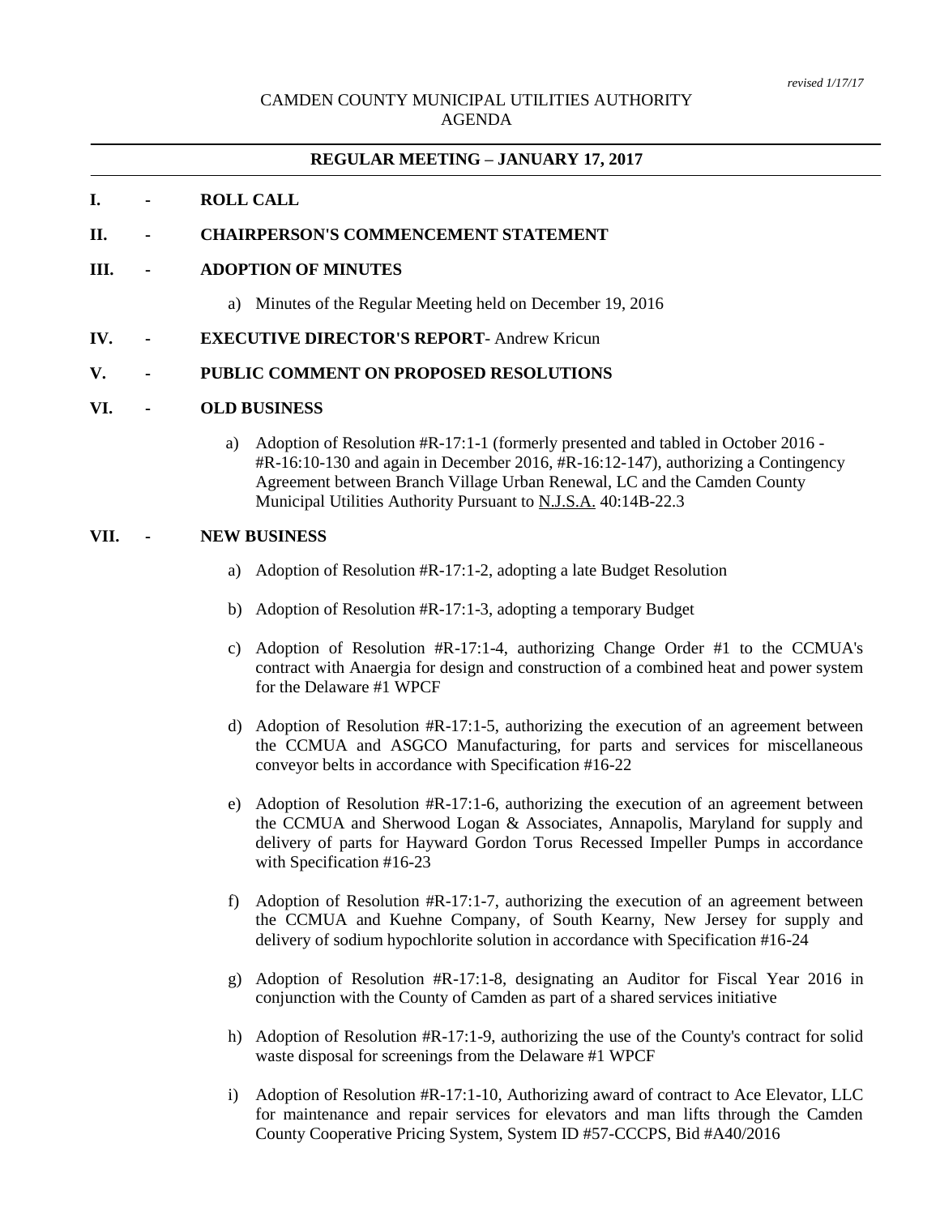*revised 1/17/17*

CAMDEN COUNTY MUNICIPAL UTILITIES AUTHORITY
AGENDA

**REGULAR MEETING – JANUARY 17, 2017**

**I. - ROLL CALL**

**II. - CHAIRPERSON'S COMMENCEMENT STATEMENT**

**III. - ADOPTION OF MINUTES**

a) Minutes of the Regular Meeting held on December 19, 2016

**IV. - EXECUTIVE DIRECTOR'S REPORT**- Andrew Kricun

**V. - PUBLIC COMMENT ON PROPOSED RESOLUTIONS**

**VI. - OLD BUSINESS**

a) Adoption of Resolution #R-17:1-1 (formerly presented and tabled in October 2016 - #R-16:10-130 and again in December 2016, #R-16:12-147), authorizing a Contingency Agreement between Branch Village Urban Renewal, LC and the Camden County Municipal Utilities Authority Pursuant to N.J.S.A. 40:14B-22.3

**VII. - NEW BUSINESS**

a) Adoption of Resolution #R-17:1-2, adopting a late Budget Resolution

b) Adoption of Resolution #R-17:1-3, adopting a temporary Budget

c) Adoption of Resolution #R-17:1-4, authorizing Change Order #1 to the CCMUA's contract with Anaergia for design and construction of a combined heat and power system for the Delaware #1 WPCF

d) Adoption of Resolution #R-17:1-5, authorizing the execution of an agreement between the CCMUA and ASGCO Manufacturing, for parts and services for miscellaneous conveyor belts in accordance with Specification #16-22

e) Adoption of Resolution #R-17:1-6, authorizing the execution of an agreement between the CCMUA and Sherwood Logan & Associates, Annapolis, Maryland for supply and delivery of parts for Hayward Gordon Torus Recessed Impeller Pumps in accordance with Specification #16-23

f) Adoption of Resolution #R-17:1-7, authorizing the execution of an agreement between the CCMUA and Kuehne Company, of South Kearny, New Jersey for supply and delivery of sodium hypochlorite solution in accordance with Specification #16-24

g) Adoption of Resolution #R-17:1-8, designating an Auditor for Fiscal Year 2016 in conjunction with the County of Camden as part of a shared services initiative

h) Adoption of Resolution #R-17:1-9, authorizing the use of the County's contract for solid waste disposal for screenings from the Delaware #1 WPCF

i) Adoption of Resolution #R-17:1-10, Authorizing award of contract to Ace Elevator, LLC for maintenance and repair services for elevators and man lifts through the Camden County Cooperative Pricing System, System ID #57-CCCPS, Bid #A40/2016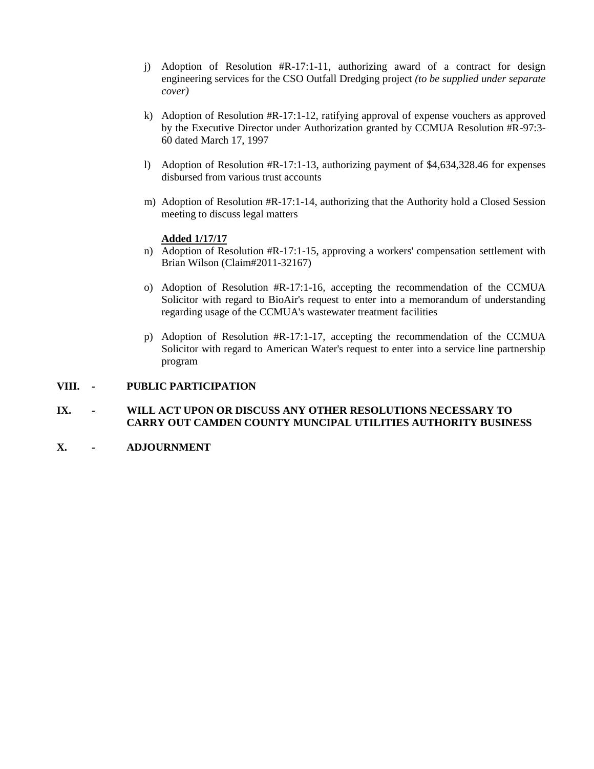j) Adoption of Resolution #R-17:1-11, authorizing award of a contract for design engineering services for the CSO Outfall Dredging project *(to be supplied under separate cover)*

k) Adoption of Resolution #R-17:1-12, ratifying approval of expense vouchers as approved by the Executive Director under Authorization granted by CCMUA Resolution #R-97:3-60 dated March 17, 1997

l) Adoption of Resolution #R-17:1-13, authorizing payment of $4,634,328.46 for expenses disbursed from various trust accounts

m) Adoption of Resolution #R-17:1-14, authorizing that the Authority hold a Closed Session meeting to discuss legal matters

**Added 1/17/17**

n) Adoption of Resolution #R-17:1-15, approving a workers' compensation settlement with Brian Wilson (Claim#2011-32167)

o) Adoption of Resolution #R-17:1-16, accepting the recommendation of the CCMUA Solicitor with regard to BioAir's request to enter into a memorandum of understanding regarding usage of the CCMUA's wastewater treatment facilities

p) Adoption of Resolution #R-17:1-17, accepting the recommendation of the CCMUA Solicitor with regard to American Water's request to enter into a service line partnership program

**VIII. - PUBLIC PARTICIPATION**

**IX. - WILL ACT UPON OR DISCUSS ANY OTHER RESOLUTIONS NECESSARY TO CARRY OUT CAMDEN COUNTY MUNCIPAL UTILITIES AUTHORITY BUSINESS**

**X. - ADJOURNMENT**